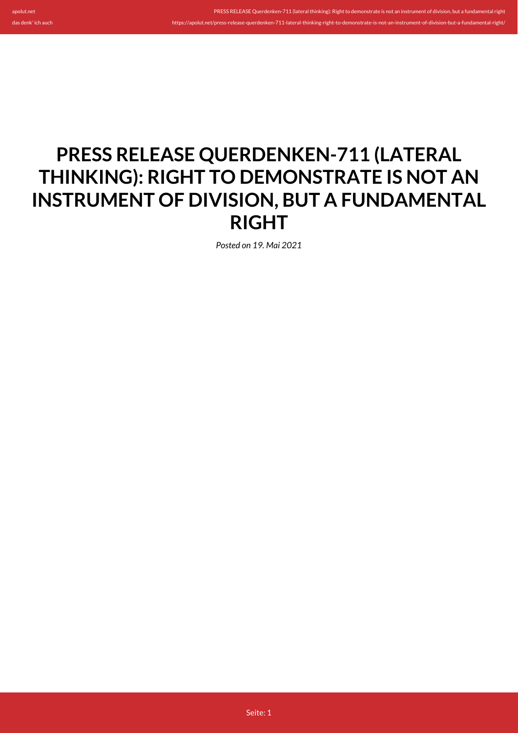# PRESS RELEASE QUERDENKEN-711 (LATERAL THINKING): RIGHT TO DEMONSTRATE IS NOT AN INSTRUMENT OF DIVISION, BUT A FUNDAMENTAL RIGHT

*Posted on 19. Mai 2021*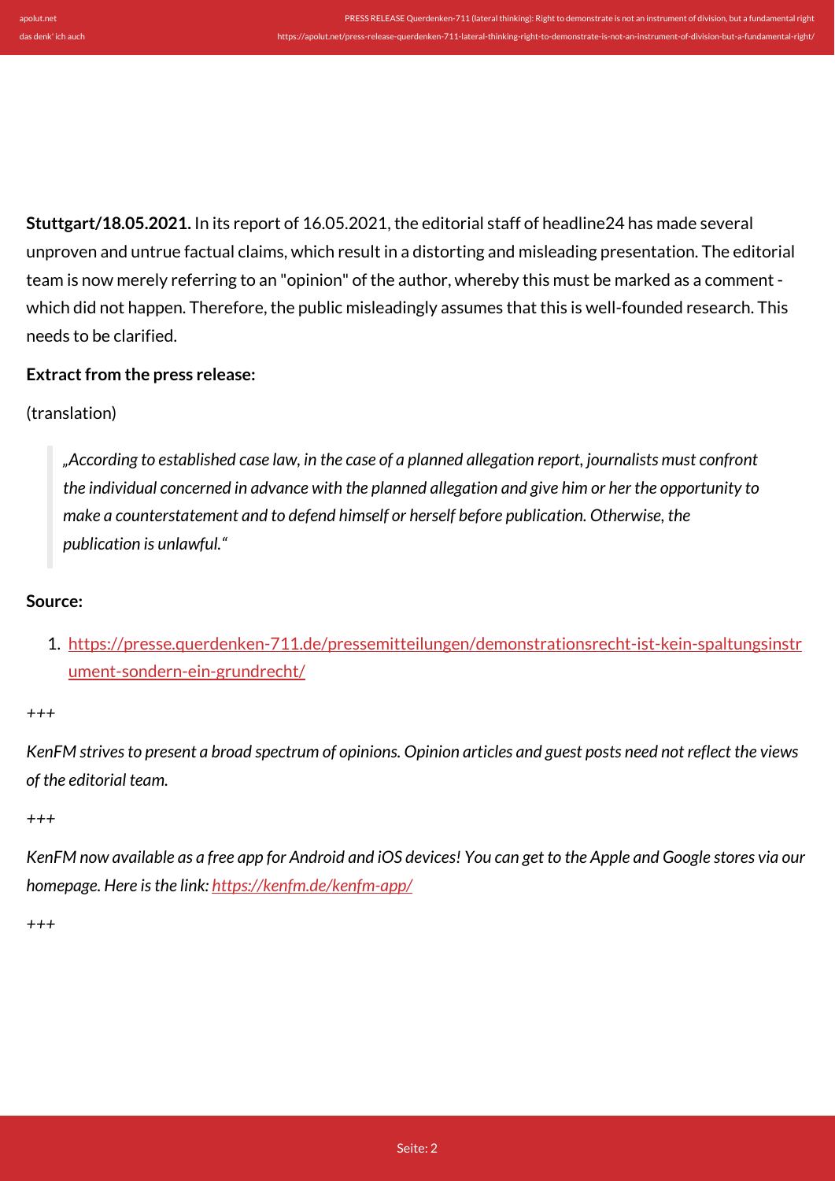**Stuttgart/18.05.2021.** In its report of 16.05.2021, the editorial staff of headline24 has made several unproven and untrue factual claims, which result in a distorting and misleading presentation. The editorial team is now merely referring to an "opinion" of the author, whereby this must be marked as a comment - which did not happen. Therefore, the public misleadingly assumes that this is well-founded research. This needs to be clarified.

**Extract from the press release:**

(translation)

> *„According to established case law, in the case of a planned allegation report, journalists must confront the individual concerned in advance with the planned allegation and give him or her the opportunity to make a counterstatement and to defend himself or herself before publication. Otherwise, the publication is unlawful.“*

**Source:**

1. https://presse.querdenken-711.de/pressemitteilungen/demonstrationsrecht-ist-kein-spaltungsinstrument-sondern-ein-grundrecht/

*+++*

*KenFM strives to present a broad spectrum of opinions. Opinion articles and guest posts need not reflect the views of the editorial team.*

*+++*

*KenFM now available as a free app for Android and iOS devices! You can get to the Apple and Google stores via our homepage. Here is the link: https://kenfm.de/kenfm-app/*

*+++*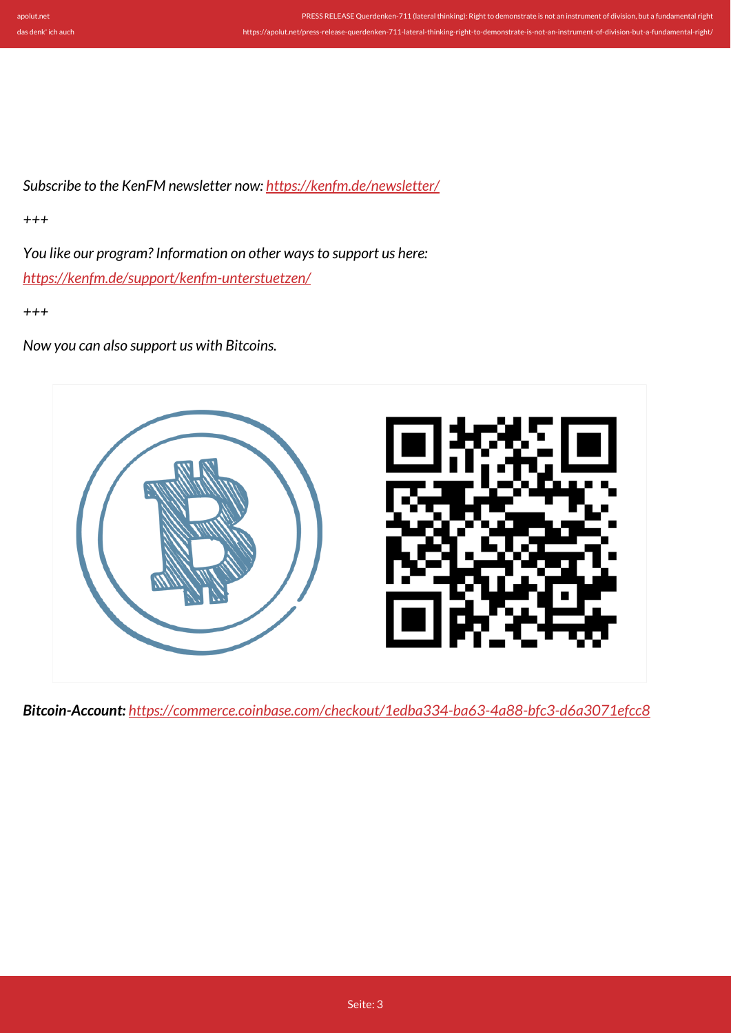*Subscribe to the KenFM newsletter now: [https://kenfm.de/newsletter/](https://kenfm.de/newsletter/)*

*+++*

*You like our program? Information on other ways to support us here: [https://kenfm.de/support/kenfm-unterstuetzen/](https://kenfm.de/support/kenfm-unterstuetzen/)*

*+++*

*Now you can also support us with Bitcoins.*

***Bitcoin-Account:** [https://commerce.coinbase.com/checkout/1edba334-ba63-4a88-bfc3-d6a3071efcc8](https://commerce.coinbase.com/checkout/1edba334-ba63-4a88-bfc3-d6a3071efcc8)*